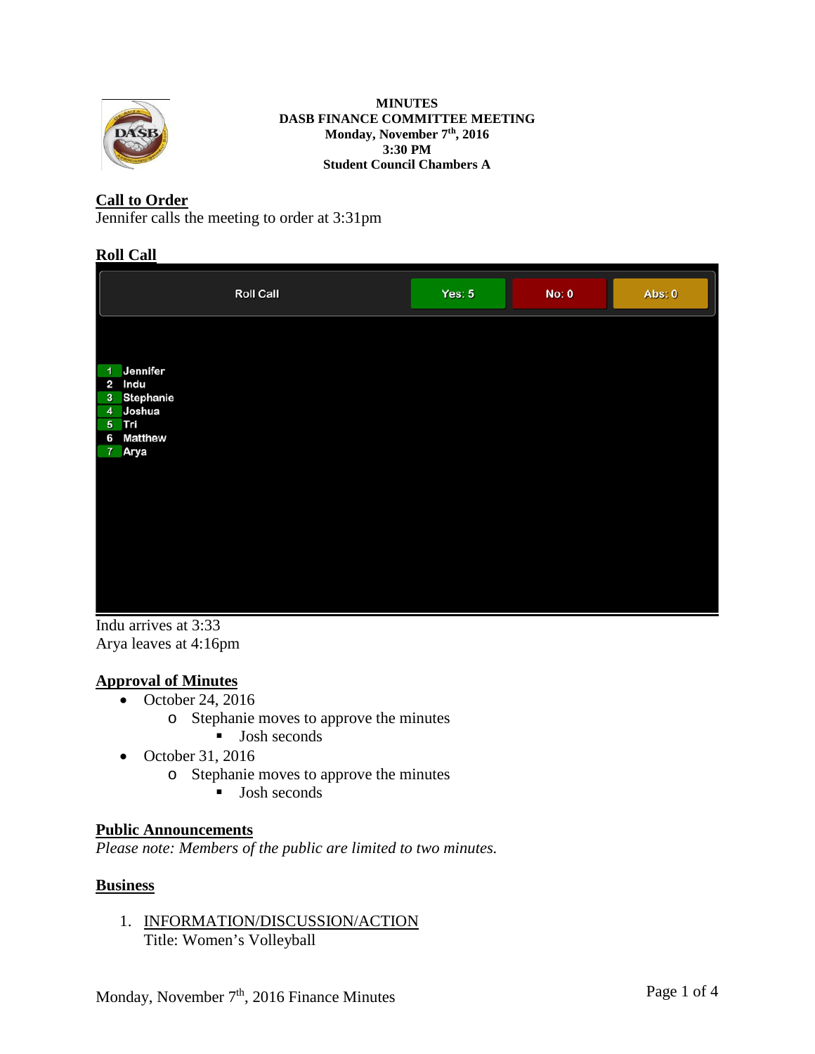**MINUTES**
**DASB FINANCE COMMITTEE MEETING**
**Monday, November 7th, 2016**
**3:30 PM**
**Student Council Chambers A**

## Call to Order

Jennifer calls the meeting to order at 3:31pm

## Roll Call

| Roll Call | Yes: 5 | No: 0 | Abs: 0 |
|---|---|---|---|

1. Jennifer
2. Indu
3. Stephanie
4. Joshua
5. Tri
6. Matthew
7. Arya

Indu arrives at 3:33
Arya leaves at 4:16pm

## Approval of Minutes

- October 24, 2016
  - Stephanie moves to approve the minutes
    - Josh seconds
- October 31, 2016
  - Stephanie moves to approve the minutes
    - Josh seconds

## Public Announcements

*Please note: Members of the public are limited to two minutes.*

## Business

1. INFORMATION/DISCUSSION/ACTION
   Title: Women's Volleyball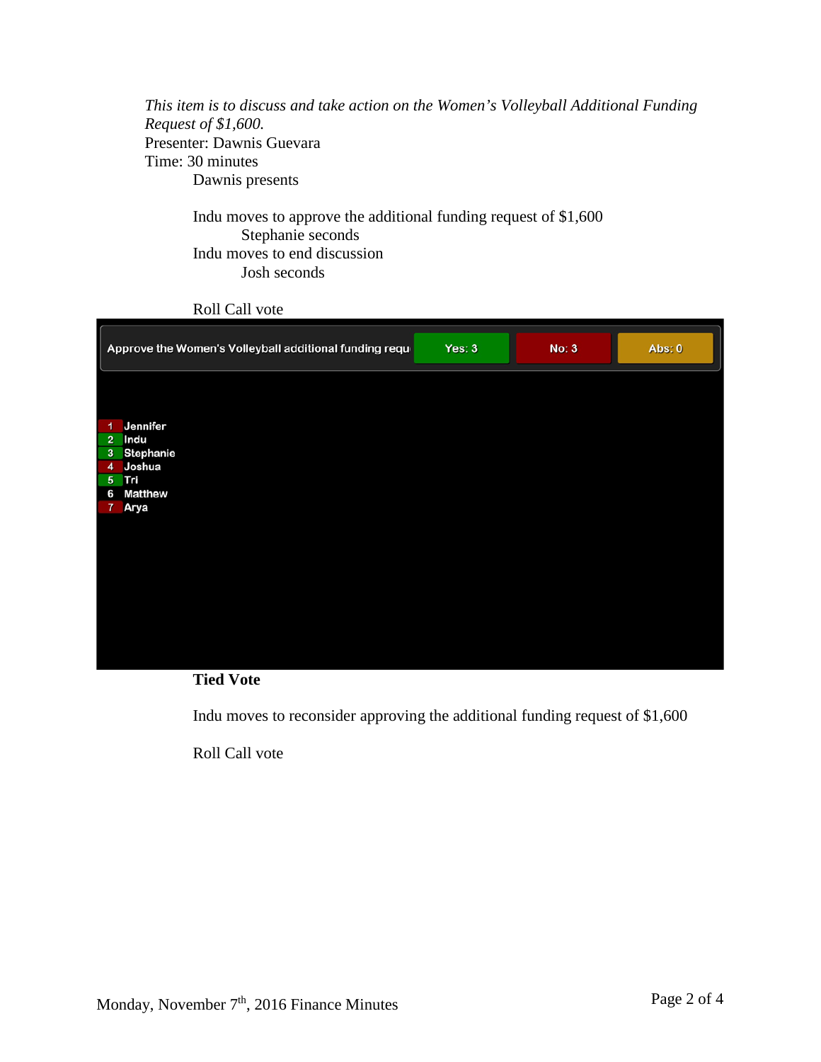*This item is to discuss and take action on the Women's Volleyball Additional Funding Request of $1,600.*

Presenter: Dawnis Guevara

Time: 30 minutes

Dawnis presents

Indu moves to approve the additional funding request of $1,600

Stephanie seconds

Indu moves to end discussion

Josh seconds

Roll Call vote

Approve the Women's Volleyball additional funding requ | Yes: 3 | No: 3 | Abs: 0

1 Jennifer
2 Indu
3 Stephanie
4 Joshua
5 Tri
6 Matthew
7 Arya

**Tied Vote**

Indu moves to reconsider approving the additional funding request of $1,600

Roll Call vote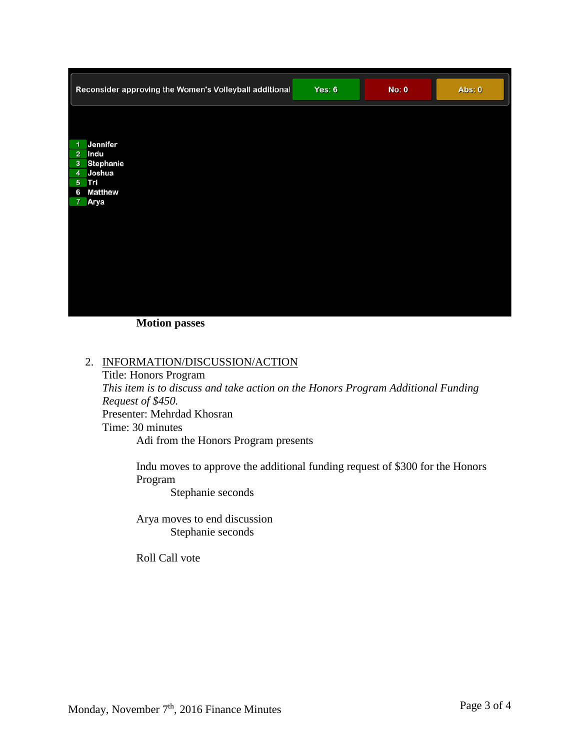Reconsider approving the Women's Volleyball additional | Yes: 6 | No: 0 | Abs: 0

1 Jennifer
2 Indu
3 Stephanie
4 Joshua
5 Tri
6 Matthew
7 Arya

**Motion passes**

2. INFORMATION/DISCUSSION/ACTION

   Title: Honors Program

   *This item is to discuss and take action on the Honors Program Additional Funding Request of $450.*

   Presenter: Mehrdad Khosran

   Time: 30 minutes

   Adi from the Honors Program presents

   Indu moves to approve the additional funding request of $300 for the Honors Program

   Stephanie seconds

   Arya moves to end discussion

   Stephanie seconds

   Roll Call vote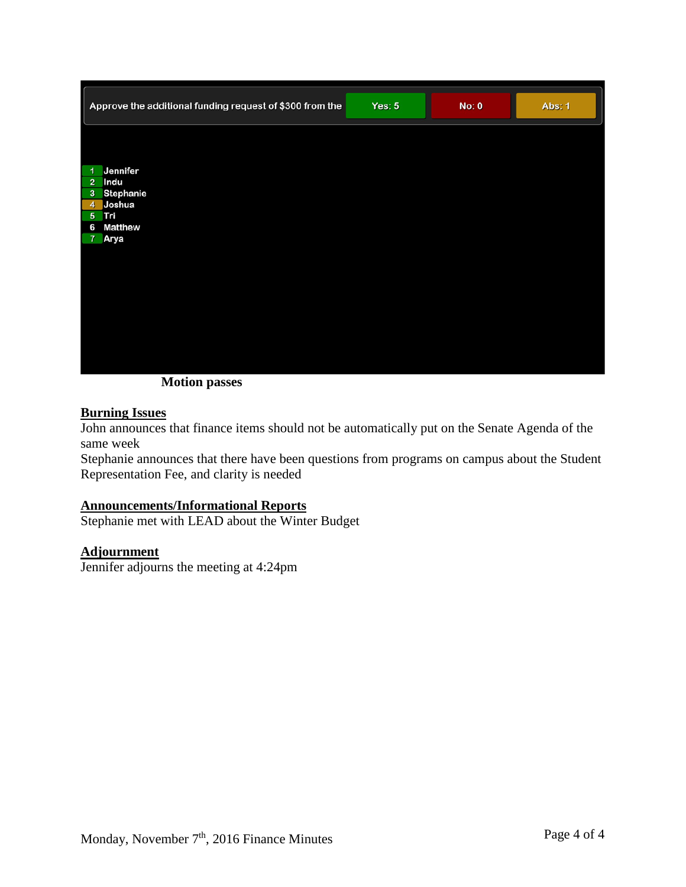Approve the additional funding request of $300 from the

Yes: 5

No: 0

Abs: 1

1 Jennifer

2 Indu

3 Stephanie

4 Joshua

5 Tri

6 Matthew

7 Arya

**Motion passes**

## Burning Issues

John announces that finance items should not be automatically put on the Senate Agenda of the same week

Stephanie announces that there have been questions from programs on campus about the Student Representation Fee, and clarity is needed

## Announcements/Informational Reports

Stephanie met with LEAD about the Winter Budget

## Adjournment

Jennifer adjourns the meeting at 4:24pm